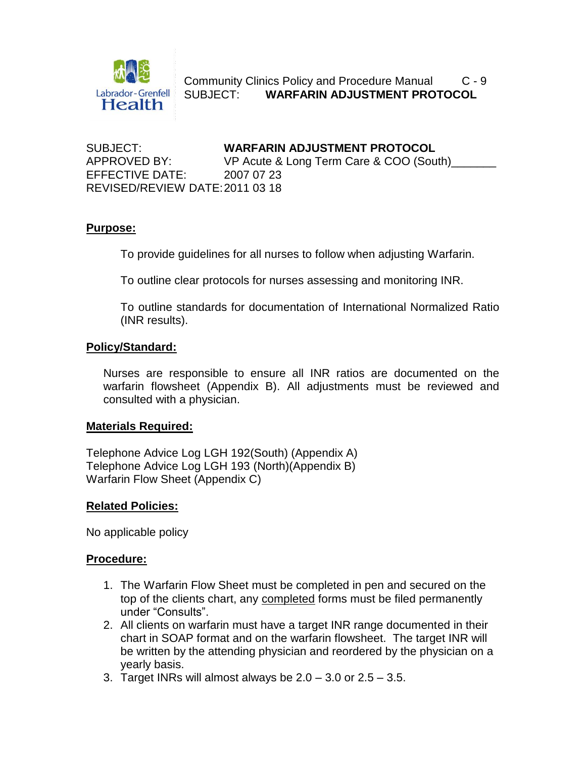Community Clinics Policy and Procedure Manual C - 9
SUBJECT: **WARFARIN ADJUSTMENT PROTOCOL**

SUBJECT: **WARFARIN ADJUSTMENT PROTOCOL**
APPROVED BY: VP Acute & Long Term Care & COO (South)_______
EFFECTIVE DATE: 2007 07 23
REVISED/REVIEW DATE: 2011 03 18

## Purpose:

To provide guidelines for all nurses to follow when adjusting Warfarin.

To outline clear protocols for nurses assessing and monitoring INR.

To outline standards for documentation of International Normalized Ratio (INR results).

## Policy/Standard:

Nurses are responsible to ensure all INR ratios are documented on the warfarin flowsheet (Appendix B). All adjustments must be reviewed and consulted with a physician.

## Materials Required:

Telephone Advice Log LGH 192(South) (Appendix A)
Telephone Advice Log LGH 193 (North)(Appendix B)
Warfarin Flow Sheet (Appendix C)

## Related Policies:

No applicable policy

## Procedure:

1. The Warfarin Flow Sheet must be completed in pen and secured on the top of the clients chart, any <u>completed</u> forms must be filed permanently under "Consults".
2. All clients on warfarin must have a target INR range documented in their chart in SOAP format and on the warfarin flowsheet. The target INR will be written by the attending physician and reordered by the physician on a yearly basis.
3. Target INRs will almost always be 2.0 – 3.0 or 2.5 – 3.5.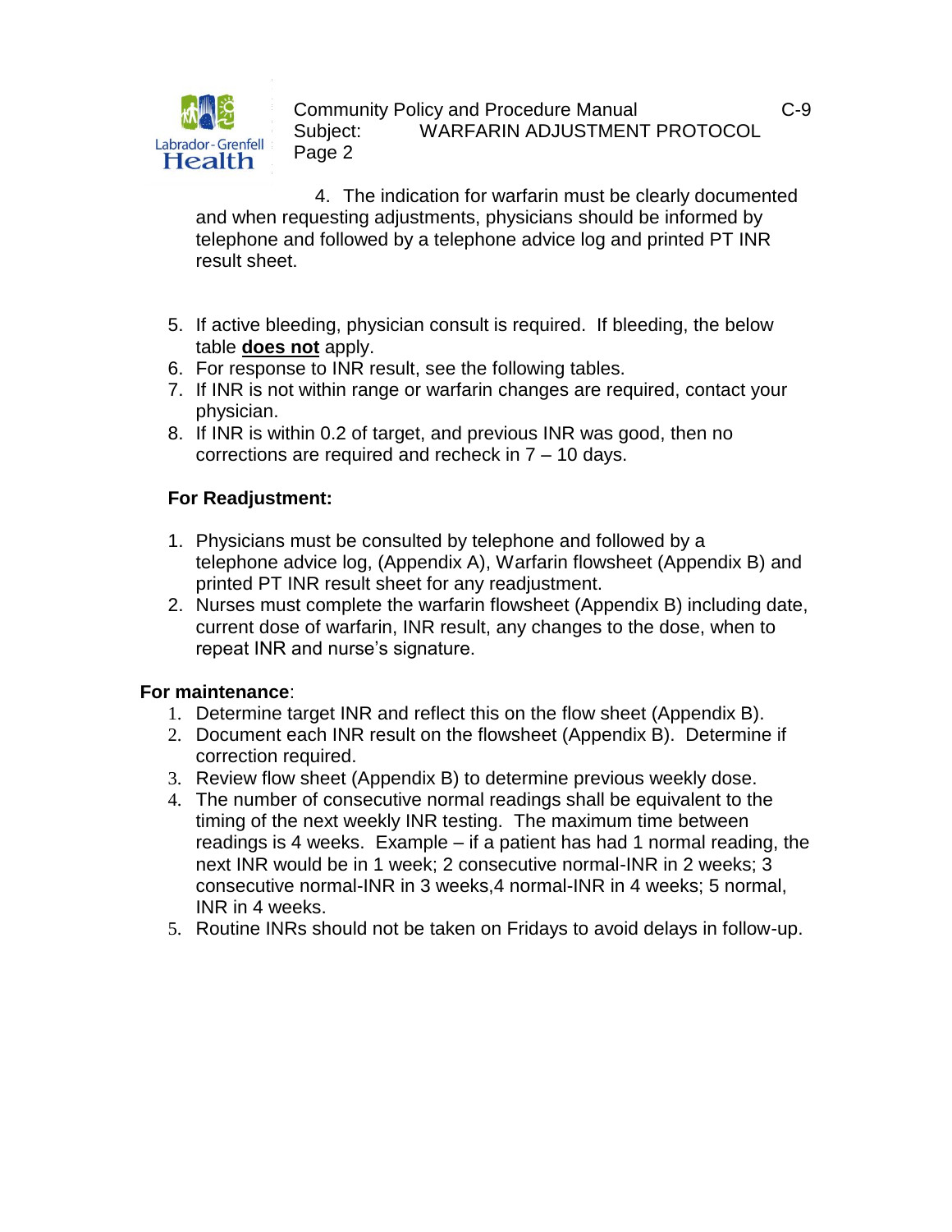4. The indication for warfarin must be clearly documented and when requesting adjustments, physicians should be informed by telephone and followed by a telephone advice log and printed PT INR result sheet.
5. If active bleeding, physician consult is required. If bleeding, the below table **<u>does not</u>** apply.
6. For response to INR result, see the following tables.
7. If INR is not within range or warfarin changes are required, contact your physician.
8. If INR is within 0.2 of target, and previous INR was good, then no corrections are required and recheck in 7 – 10 days.

**For Readjustment:**

1. Physicians must be consulted by telephone and followed by a telephone advice log, (Appendix A), Warfarin flowsheet (Appendix B) and printed PT INR result sheet for any readjustment.
2. Nurses must complete the warfarin flowsheet (Appendix B) including date, current dose of warfarin, INR result, any changes to the dose, when to repeat INR and nurse's signature.

**For maintenance**:

1. Determine target INR and reflect this on the flow sheet (Appendix B).
2. Document each INR result on the flowsheet (Appendix B). Determine if correction required.
3. Review flow sheet (Appendix B) to determine previous weekly dose.
4. The number of consecutive normal readings shall be equivalent to the timing of the next weekly INR testing. The maximum time between readings is 4 weeks. Example – if a patient has had 1 normal reading, the next INR would be in 1 week; 2 consecutive normal-INR in 2 weeks; 3 consecutive normal-INR in 3 weeks,4 normal-INR in 4 weeks; 5 normal, INR in 4 weeks.
5. Routine INRs should not be taken on Fridays to avoid delays in follow-up.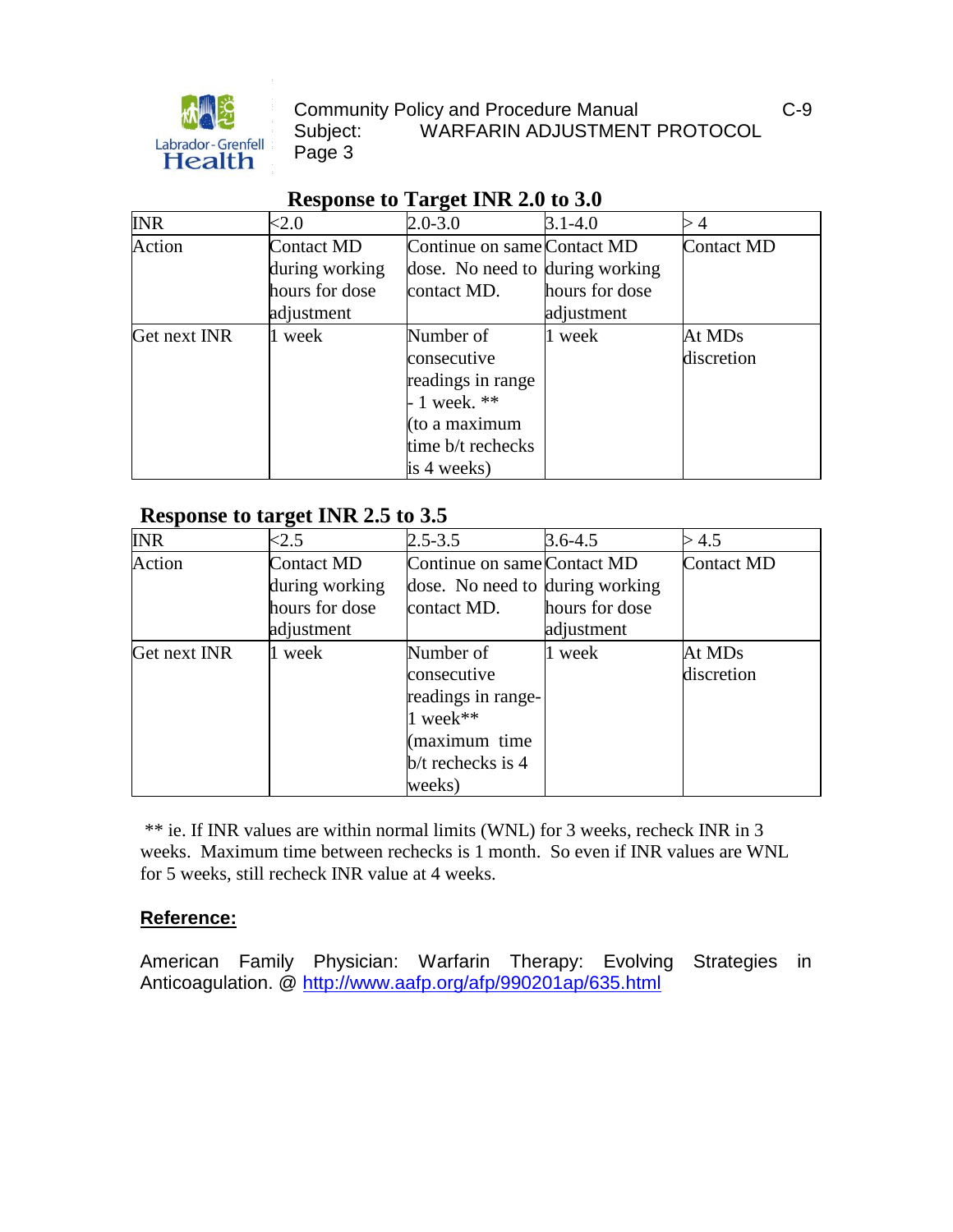## Response to Target INR 2.0 to 3.0

| INR | <2.0 | 2.0-3.0 | 3.1-4.0 | > 4 |
|---|---|---|---|---|
| Action | Contact MD during working hours for dose adjustment | Continue on same dose. No need to contact MD. | Contact MD during working hours for dose adjustment | Contact MD |
| Get next INR | 1 week | Number of consecutive readings in range - 1 week. ** (to a maximum time b/t rechecks is 4 weeks) | 1 week | At MDs discretion |

## Response to target INR 2.5 to 3.5

| INR | <2.5 | 2.5-3.5 | 3.6-4.5 | > 4.5 |
|---|---|---|---|---|
| Action | Contact MD during working hours for dose adjustment | Continue on same dose. No need to contact MD. | Contact MD during working hours for dose adjustment | Contact MD |
| Get next INR | 1 week | Number of consecutive readings in range- 1 week** (maximum time b/t rechecks is 4 weeks) | 1 week | At MDs discretion |

** ie. If INR values are within normal limits (WNL) for 3 weeks, recheck INR in 3 weeks. Maximum time between rechecks is 1 month. So even if INR values are WNL for 5 weeks, still recheck INR value at 4 weeks.

**Reference:**

American Family Physician: Warfarin Therapy: Evolving Strategies in Anticoagulation. @ http://www.aafp.org/afp/990201ap/635.html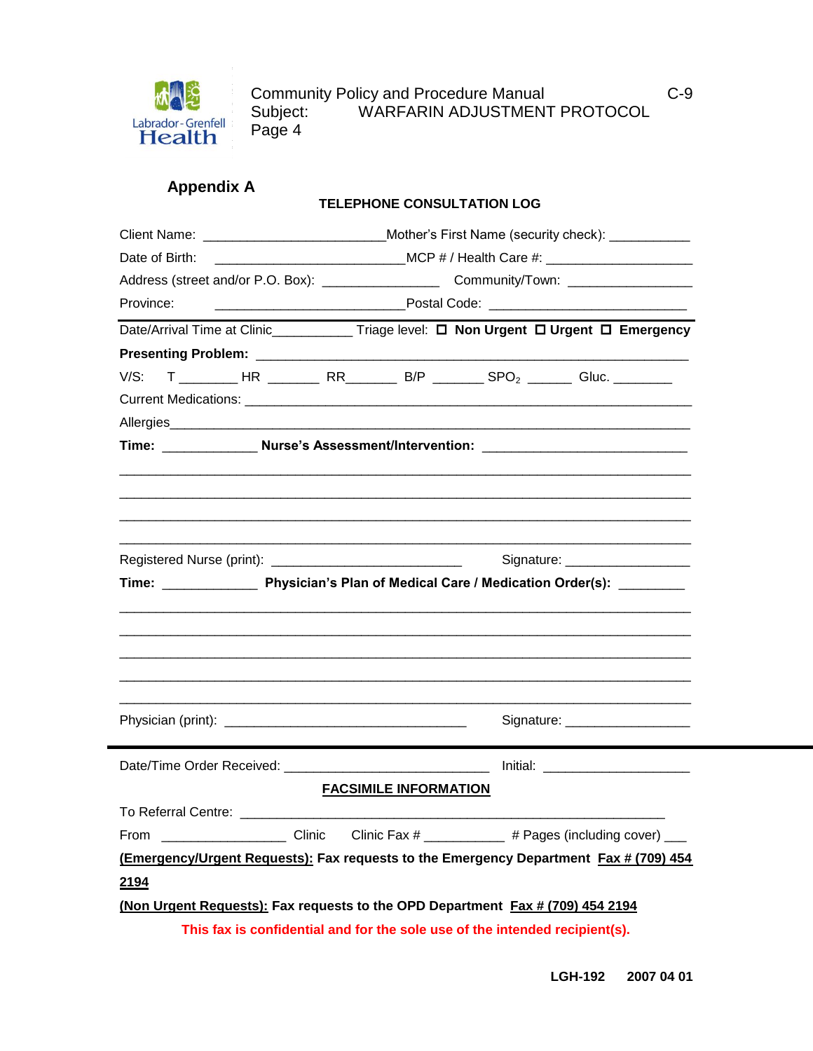## Appendix A

### TELEPHONE CONSULTATION LOG

Client Name: ________________________ Mother's First Name (security check): ___________

Date of Birth: ________________________ MCP # / Health Care #: ___________________

Address (street and/or P.O. Box): _______________ Community/Town: ________________

Province: ________________________ Postal Code: __________________________

Date/Arrival Time at Clinic__________ Triage level: ☐ **Non Urgent** ☐ **Urgent** ☐ **Emergency**

**Presenting Problem:** ___________________________________________________________

V/S: T ________ HR _______ RR_______ B/P _______ $SPO_2$ ______ Gluc. ________

Current Medications: ______________________________________________________________

Allergies_________________________________________________________________________

**Time:** ____________ **Nurse's Assessment/Intervention:** ___________________________

___________________________________________________________________________

___________________________________________________________________________

___________________________________________________________________________

___________________________________________________________________________

Registered Nurse (print): _________________________ Signature: ________________

**Time:** ____________ **Physician's Plan of Medical Care / Medication Order(s):** ________

___________________________________________________________________________

___________________________________________________________________________

___________________________________________________________________________

___________________________________________________________________________

___________________________________________________________________________

Physician (print): _________________________________ Signature: ________________

---

Date/Time Order Received: ___________________________ Initial: ___________________

**FACSIMILE INFORMATION**

To Referral Centre: _______________________________________________________

From ________________ Clinic Clinic Fax # __________ # Pages (including cover) ___

**(Emergency/Urgent Requests): Fax requests to the Emergency Department Fax # (709) 454 2194**

**(Non Urgent Requests): Fax requests to the OPD Department Fax # (709) 454 2194**

**This fax is confidential and for the sole use of the intended recipient(s).**

**LGH-192 2007 04 01**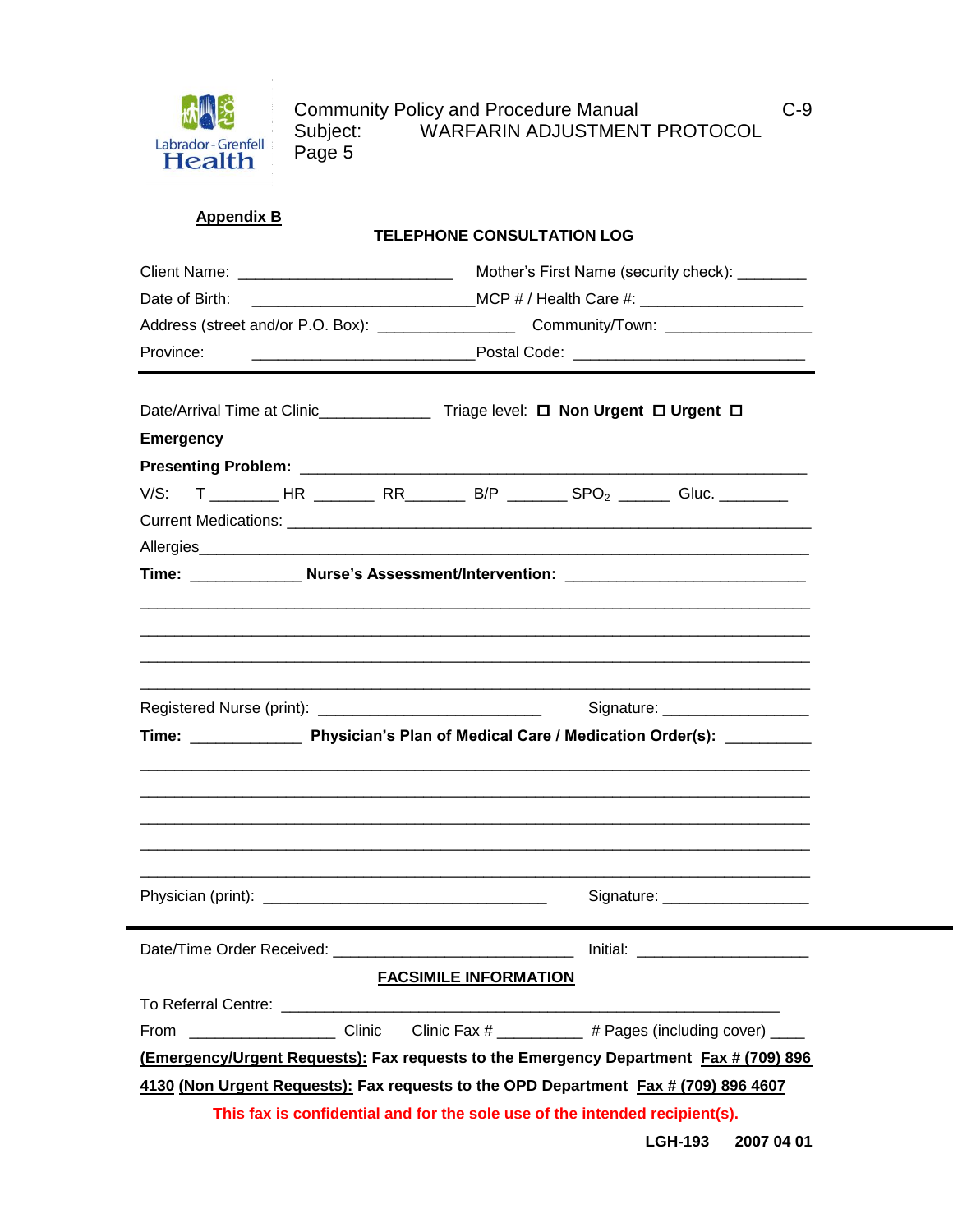**Appendix B**

**TELEPHONE CONSULTATION LOG**

Client Name: ________________________ Mother's First Name (security check): ________

Date of Birth: ________________________ MCP # / Health Care #: __________________

Address (street and/or P.O. Box): _______________ Community/Town: ________________

Province: ________________________ Postal Code: __________________________

---

Date/Arrival Time at Clinic____________ Triage level: ☐ **Non Urgent** ☐ **Urgent** ☐ **Emergency**

**Presenting Problem:** ________________________________________________________

V/S: T ________ HR _______ RR_______ B/P _______ $SPO_2$ ______ Gluc. ________

Current Medications: __________________________________________________________

Allergies______________________________________________________________________

**Time:** ____________ **Nurse's Assessment/Intervention:** ___________________________

______________________________________________________________________________

______________________________________________________________________________

______________________________________________________________________________

______________________________________________________________________________

Registered Nurse (print): _________________________ Signature: ________________

**Time:** ____________ **Physician's Plan of Medical Care / Medication Order(s):** _________

______________________________________________________________________________

______________________________________________________________________________

______________________________________________________________________________

______________________________________________________________________________

______________________________________________________________________________

Physician (print): _______________________________ Signature: ________________

---

Date/Time Order Received: ___________________________ Initial: ___________________

**FACSIMILE INFORMATION**

To Referral Centre: _______________________________________________________

From ________________ Clinic Clinic Fax # __________ # Pages (including cover) ____

**(Emergency/Urgent Requests): Fax requests to the Emergency Department Fax # (709) 896 4130 (Non Urgent Requests): Fax requests to the OPD Department Fax # (709) 896 4607**

**This fax is confidential and for the sole use of the intended recipient(s).**

**LGH-193 2007 04 01**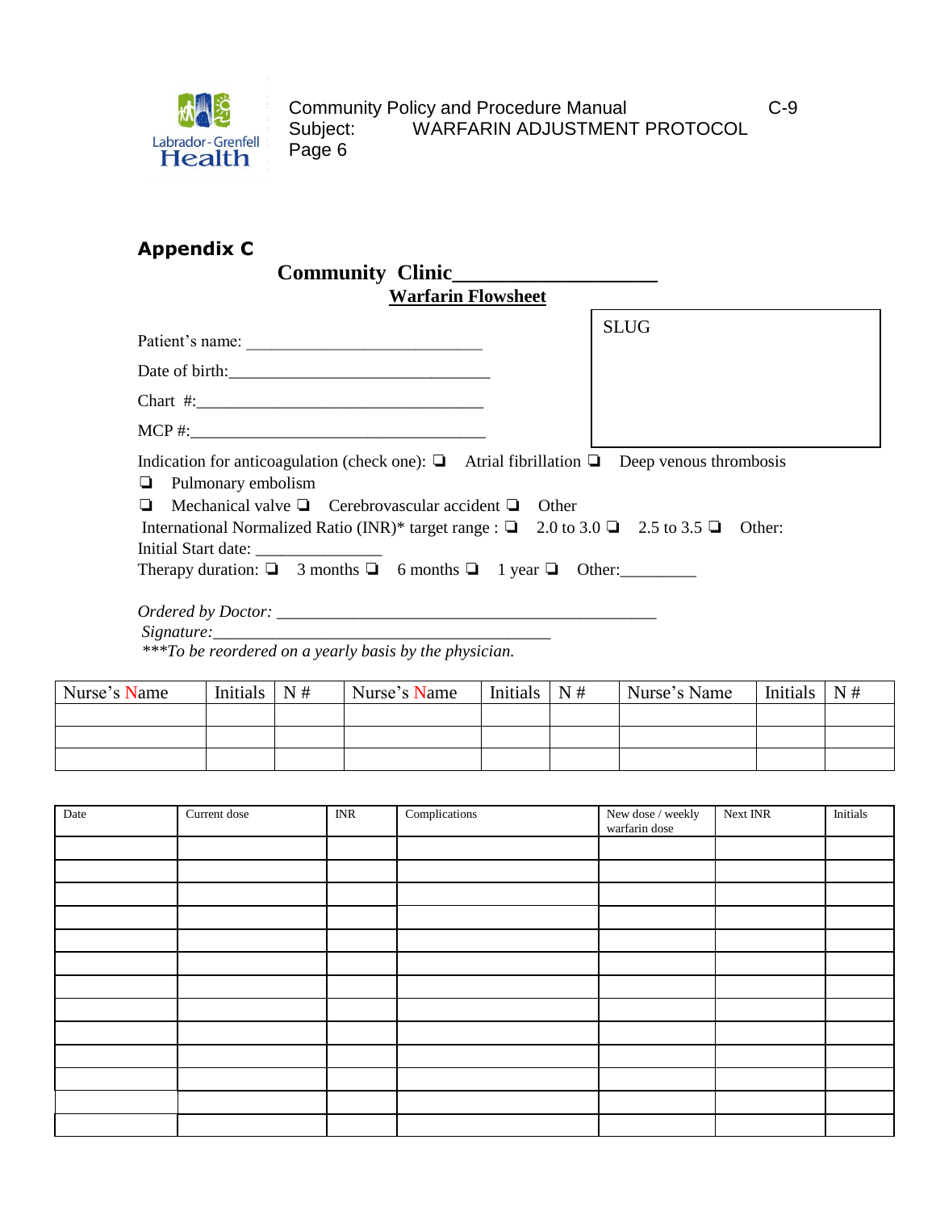## Appendix C

**Community Clinic___________________**

**Warfarin Flowsheet**

SLUG

Patient's name: ____________________________

Date of birth:______________________________

Chart #:__________________________________

MCP #:___________________________________

Indication for anticoagulation (check one): ❑ Atrial fibrillation ❑ Deep venous thrombosis
❑ Pulmonary embolism
❑ Mechanical valve ❑ Cerebrovascular accident ❑ Other
International Normalized Ratio (INR)* target range : ❑ 2.0 to 3.0 ❑ 2.5 to 3.5 ❑ Other:
Initial Start date: _______________
Therapy duration: ❑ 3 months ❑ 6 months ❑ 1 year ❑ Other:_________

*Ordered by Doctor:* _____________________________________________
*Signature:*_____________________________________
****To be reordered on a yearly basis by the physician.*

| Nurse's Name | Initials | N # | Nurse's Name | Initials | N # | Nurse's Name | Initials | N # |
|---|---|---|---|---|---|---|---|---|
| | | | | | | | | |
| | | | | | | | | |
| | | | | | | | | |

| Date | Current dose | INR | Complications | New dose / weekly warfarin dose | Next INR | Initials |
|---|---|---|---|---|---|---|
| | | | | | | |
| | | | | | | |
| | | | | | | |
| | | | | | | |
| | | | | | | |
| | | | | | | |
| | | | | | | |
| | | | | | | |
| | | | | | | |
| | | | | | | |
| | | | | | | |
| | | | | | | |
| | | | | | | |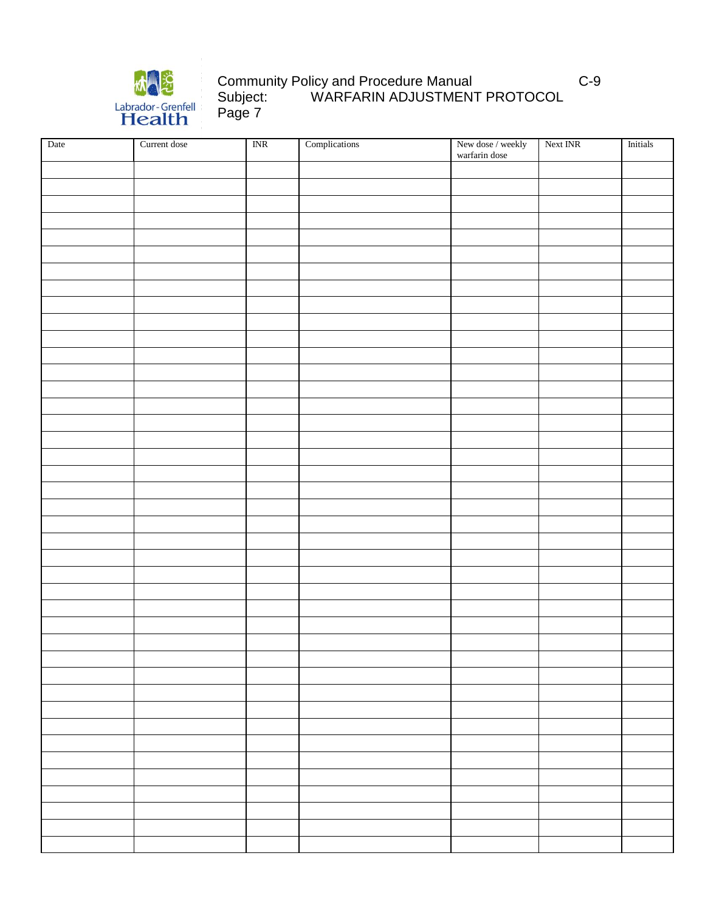| Date | Current dose | INR | Complications | New dose / weekly warfarin dose | Next INR | Initials |
|---|---|---|---|---|---|---|
| | | | | | | |
| | | | | | | |
| | | | | | | |
| | | | | | | |
| | | | | | | |
| | | | | | | |
| | | | | | | |
| | | | | | | |
| | | | | | | |
| | | | | | | |
| | | | | | | |
| | | | | | | |
| | | | | | | |
| | | | | | | |
| | | | | | | |
| | | | | | | |
| | | | | | | |
| | | | | | | |
| | | | | | | |
| | | | | | | |
| | | | | | | |
| | | | | | | |
| | | | | | | |
| | | | | | | |
| | | | | | | |
| | | | | | | |
| | | | | | | |
| | | | | | | |
| | | | | | | |
| | | | | | | |
| | | | | | | |
| | | | | | | |
| | | | | | | |
| | | | | | | |
| | | | | | | |
| | | | | | | |
| | | | | | | |
| | | | | | | |
| | | | | | | |
| | | | | | | |
| | | | | | | |
| | | | | | | |